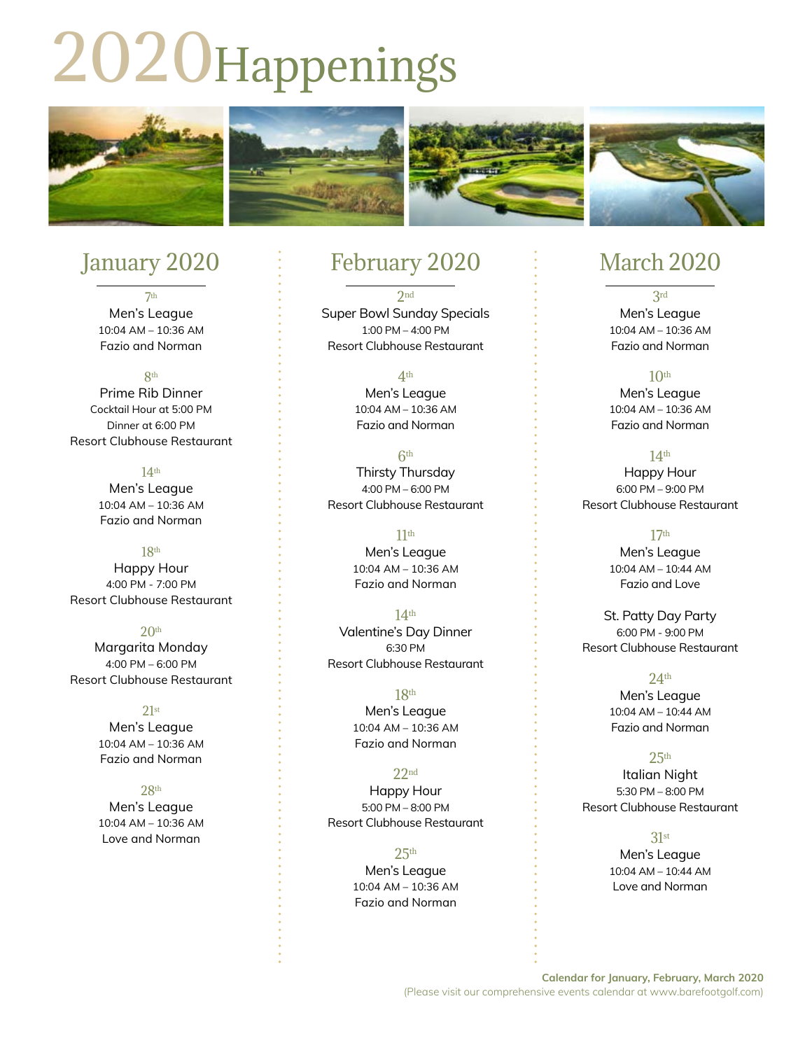# 2020 Happenings

## January 2020

7th
Men's League
10:04 AM – 10:36 AM
Fazio and Norman

8th
Prime Rib Dinner
Cocktail Hour at 5:00 PM
Dinner at 6:00 PM
Resort Clubhouse Restaurant

14th
Men's League
10:04 AM – 10:36 AM
Fazio and Norman

18th
Happy Hour
4:00 PM - 7:00 PM
Resort Clubhouse Restaurant

20th
Margarita Monday
4:00 PM – 6:00 PM
Resort Clubhouse Restaurant

21st
Men's League
10:04 AM – 10:36 AM
Fazio and Norman

28th
Men's League
10:04 AM – 10:36 AM
Love and Norman

## February 2020

2nd
Super Bowl Sunday Specials
1:00 PM – 4:00 PM
Resort Clubhouse Restaurant

4th
Men's League
10:04 AM – 10:36 AM
Fazio and Norman

6th
Thirsty Thursday
4:00 PM – 6:00 PM
Resort Clubhouse Restaurant

11th
Men's League
10:04 AM – 10:36 AM
Fazio and Norman

14th
Valentine's Day Dinner
6:30 PM
Resort Clubhouse Restaurant

18th
Men's League
10:04 AM – 10:36 AM
Fazio and Norman

22nd
Happy Hour
5:00 PM – 8:00 PM
Resort Clubhouse Restaurant

25th
Men's League
10:04 AM – 10:36 AM
Fazio and Norman

## March 2020

3rd
Men's League
10:04 AM – 10:36 AM
Fazio and Norman

10th
Men's League
10:04 AM – 10:36 AM
Fazio and Norman

14th
Happy Hour
6:00 PM – 9:00 PM
Resort Clubhouse Restaurant

17th
Men's League
10:04 AM – 10:44 AM
Fazio and Love

St. Patty Day Party
6:00 PM - 9:00 PM
Resort Clubhouse Restaurant

24th
Men's League
10:04 AM – 10:44 AM
Fazio and Norman

25th
Italian Night
5:30 PM – 8:00 PM
Resort Clubhouse Restaurant

31st
Men's League
10:04 AM – 10:44 AM
Love and Norman

**Calendar for January, February, March 2020**
(Please visit our comprehensive events calendar at www.barefootgolf.com)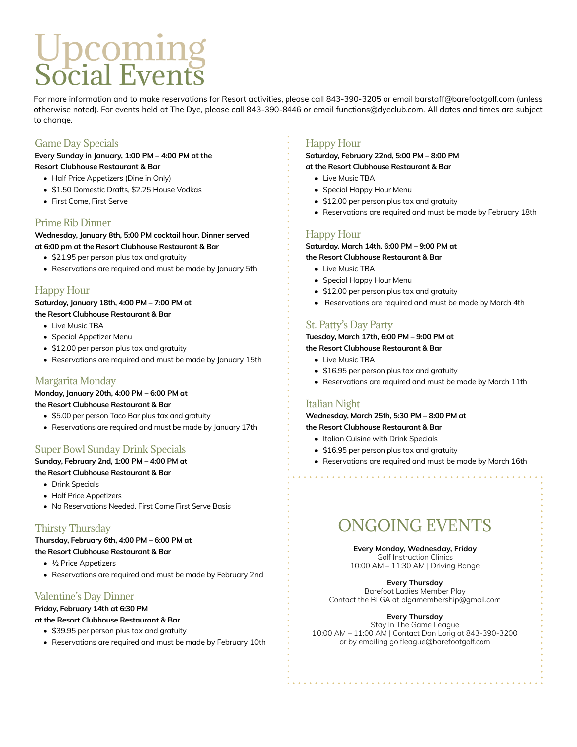# Upcoming Social Events

For more information and to make reservations for Resort activities, please call 843-390-3205 or email barstaff@barefootgolf.com (unless otherwise noted). For events held at The Dye, please call 843-390-8446 or email functions@dyeclub.com. All dates and times are subject to change.

## Game Day Specials

**Every Sunday in January, 1:00 PM – 4:00 PM at the Resort Clubhouse Restaurant & Bar**

- Half Price Appetizers (Dine in Only)
- $1.50 Domestic Drafts, $2.25 House Vodkas
- First Come, First Serve

## Prime Rib Dinner

**Wednesday, January 8th, 5:00 PM cocktail hour. Dinner served at 6:00 pm at the Resort Clubhouse Restaurant & Bar**

- $21.95 per person plus tax and gratuity
- Reservations are required and must be made by January 5th

## Happy Hour

**Saturday, January 18th, 4:00 PM – 7:00 PM at the Resort Clubhouse Restaurant & Bar**

- Live Music TBA
- Special Appetizer Menu
- $12.00 per person plus tax and gratuity
- Reservations are required and must be made by January 15th

## Margarita Monday

**Monday, January 20th, 4:00 PM – 6:00 PM at the Resort Clubhouse Restaurant & Bar**

- $5.00 per person Taco Bar plus tax and gratuity
- Reservations are required and must be made by January 17th

## Super Bowl Sunday Drink Specials

**Sunday, February 2nd, 1:00 PM – 4:00 PM at the Resort Clubhouse Restaurant & Bar**

- Drink Specials
- Half Price Appetizers
- No Reservations Needed. First Come First Serve Basis

## Thirsty Thursday

**Thursday, February 6th, 4:00 PM – 6:00 PM at the Resort Clubhouse Restaurant & Bar**

- ½ Price Appetizers
- Reservations are required and must be made by February 2nd

## Valentine's Day Dinner

**Friday, February 14th at 6:30 PM at the Resort Clubhouse Restaurant & Bar**

- $39.95 per person plus tax and gratuity
- Reservations are required and must be made by February 10th

## Happy Hour

**Saturday, February 22nd, 5:00 PM – 8:00 PM at the Resort Clubhouse Restaurant & Bar**

- Live Music TBA
- Special Happy Hour Menu
- $12.00 per person plus tax and gratuity
- Reservations are required and must be made by February 18th

## Happy Hour

**Saturday, March 14th, 6:00 PM – 9:00 PM at the Resort Clubhouse Restaurant & Bar**

- Live Music TBA
- Special Happy Hour Menu
- $12.00 per person plus tax and gratuity
- Reservations are required and must be made by March 4th

## St. Patty's Day Party

**Tuesday, March 17th, 6:00 PM – 9:00 PM at the Resort Clubhouse Restaurant & Bar**

- Live Music TBA
- $16.95 per person plus tax and gratuity
- Reservations are required and must be made by March 11th

## Italian Night

**Wednesday, March 25th, 5:30 PM – 8:00 PM at the Resort Clubhouse Restaurant & Bar**

- Italian Cuisine with Drink Specials
- $16.95 per person plus tax and gratuity
- Reservations are required and must be made by March 16th

## ONGOING EVENTS

**Every Monday, Wednesday, Friday**
Golf Instruction Clinics
10:00 AM – 11:30 AM | Driving Range

**Every Thursday**
Barefoot Ladies Member Play
Contact the BLGA at blgamembership@gmail.com

**Every Thursday**
Stay In The Game League
10:00 AM – 11:00 AM | Contact Dan Lorig at 843-390-3200 or by emailing golfleague@barefootgolf.com